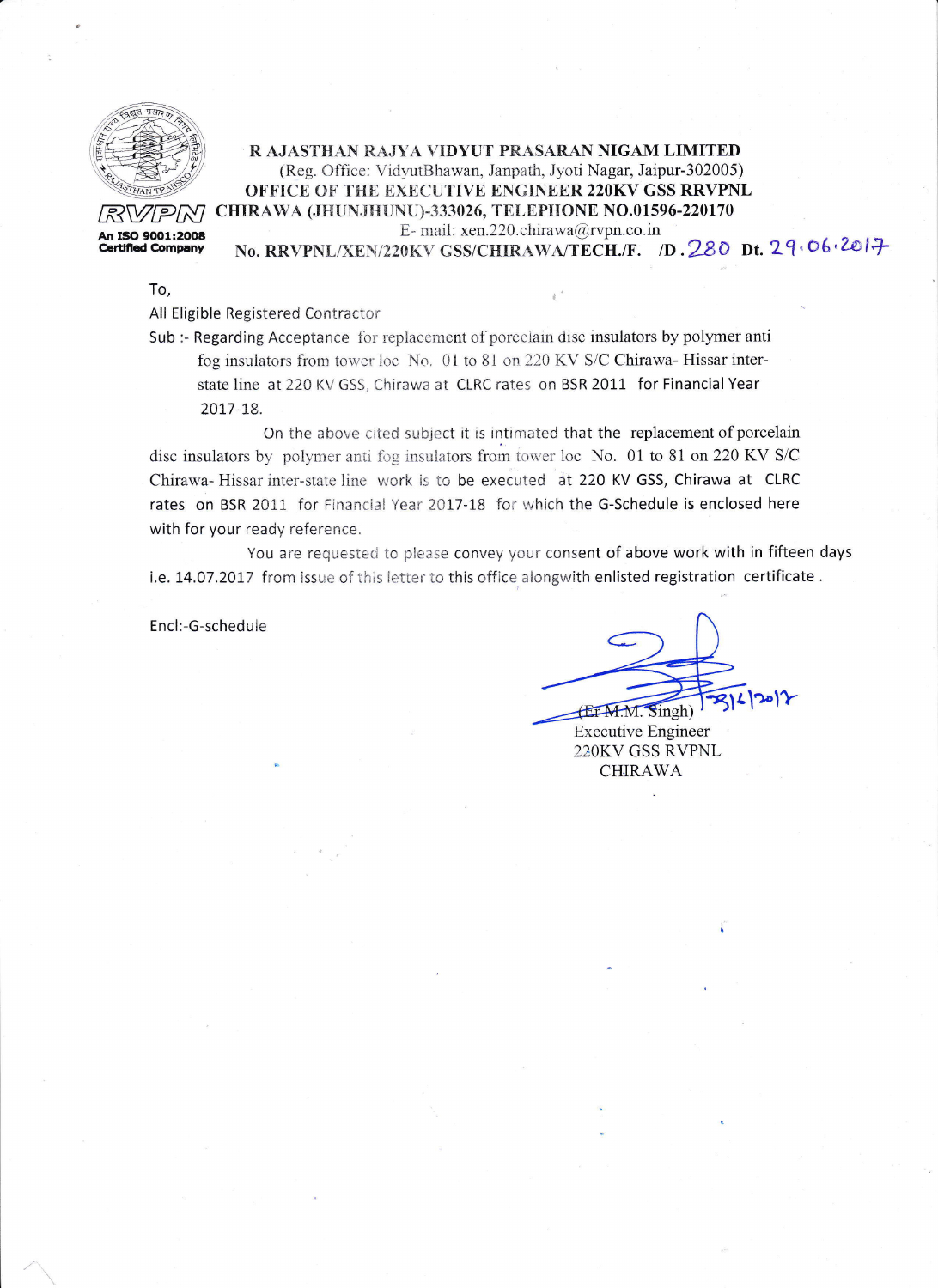**R AJASTHAN RAJYA VIDYUT PRASARAN NIGAM LIMITED**
(Reg. Office: VidyutBhawan, Janpath, Jyoti Nagar, Jaipur-302005)
**OFFICE OF THE EXECUTIVE ENGINEER 220KV GSS RRVPNL**
**CHIRAWA (JHUNJHUNU)-333026, TELEPHONE NO.01596-220170**
E- mail: xen.220.chirawa@rvpn.co.in

RVPN
**An ISO 9001:2008 Certified Company**

**No. RRVPNL/XEN/220KV GSS/CHIRAWA/TECH./F. /D.** 280 **Dt.** 29.06.2017

To,
All Eligible Registered Contractor

Sub :- Regarding Acceptance for replacement of porcelain disc insulators by polymer anti fog insulators from tower loc No. 01 to 81 on 220 KV S/C Chirawa- Hissar inter-state line at 220 KV GSS, Chirawa at CLRC rates on BSR 2011 for Financial Year 2017-18.

On the above cited subject it is intimated that the replacement of porcelain disc insulators by polymer anti fog insulators from tower loc No. 01 to 81 on 220 KV S/C Chirawa- Hissar inter-state line work is to be executed at 220 KV GSS, Chirawa at CLRC rates on BSR 2011 for Financial Year 2017-18 for which the G-Schedule is enclosed here with for your ready reference.

You are requested to please convey your consent of above work with in fifteen days i.e. 14.07.2017 from issue of this letter to this office alongwith enlisted registration certificate .

Encl:-G-schedule

(Er M.M. Singh) 28/6/2017
Executive Engineer
220KV GSS RVPNL
CHIRAWA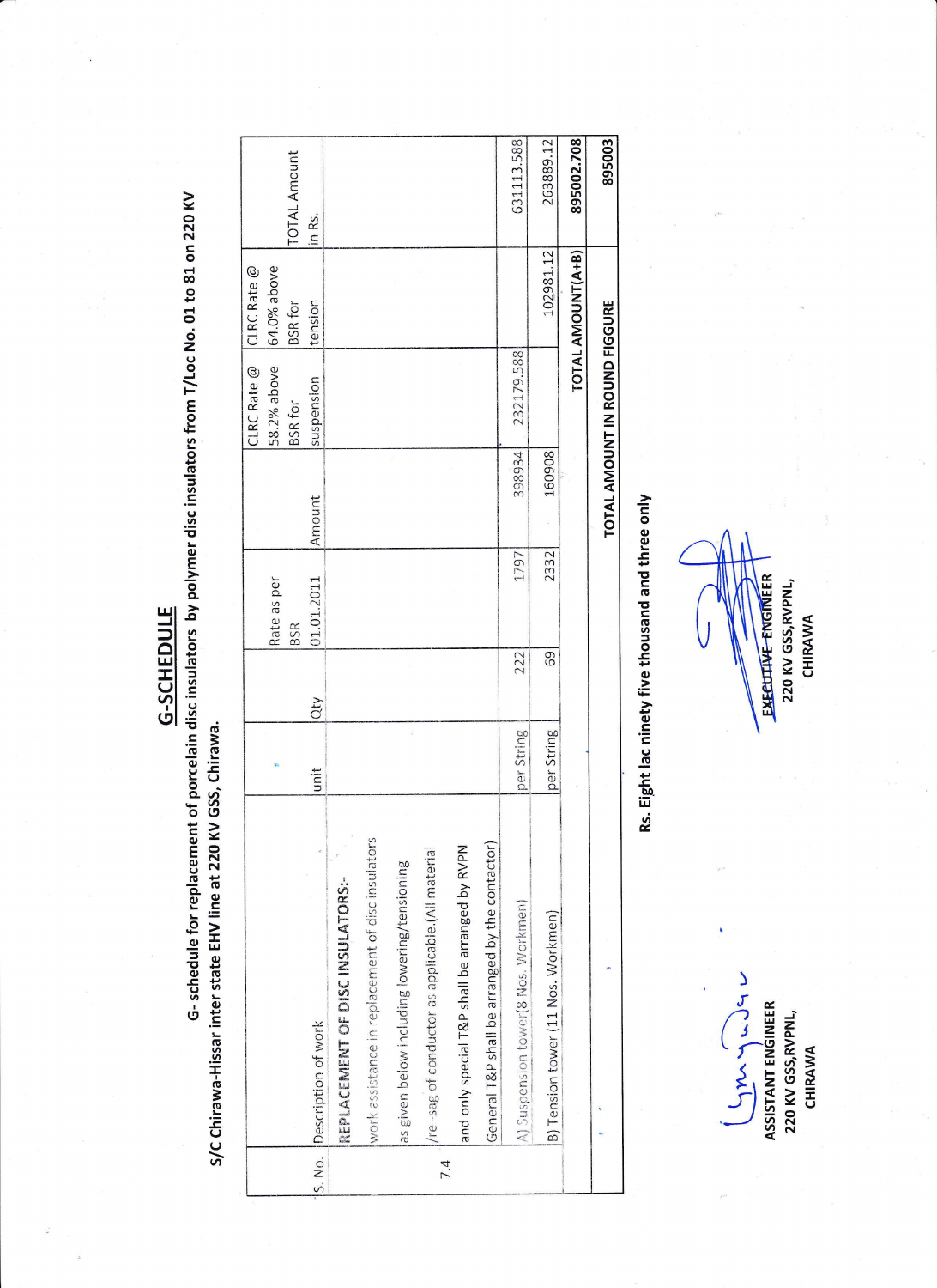# G-SCHEDULE

G- schedule for replacement of porcelain disc insulators by polymer disc insulators from T/Loc No. 01 to 81 on 220 KV S/C Chirawa-Hissar inter state EHV line at 220 KV GSS, Chirawa.

| S. No. | Description of work | unit | Qty | Rate as per BSR 01.01.2011 | Amount | CLRC Rate @ 58.2% above BSR for suspension | CLRC Rate @ 64.0% above BSR for tension | TOTAL Amount in Rs. |
|---|---|---|---|---|---|---|---|---|
| 7.4 | **REPLACEMENT OF DISC INSULATORS:-** work assistance in replacement of disc insulators as given below including lowering/tensioning /re -sag of conductor as applicable.(All material and only special T&P shall be arranged by RVPN General T&P shall be arranged by the contactor) | | | | | | | |
| | A) Suspension tower(8 Nos. Workmen) | per String | 222 | 1797 | 398934 | 232179.588 | | 631113.588 |
| | B) Tension tower (11 Nos. Workmen) | per String | 69 | 2332 | 160908 | | 102981.12 | 263889.12 |
| | | | | | | TOTAL AMOUNT(A+B) | | 895002.708 |
| | | | | | TOTAL AMOUNT IN ROUND FIGGURE | | | 895003 |

**Rs. Eight lac ninety five thousand and three only**

**ASSISTANT ENGINEER**
**220 KV GSS,RVPNL,**
**CHIRAWA**

**EXECUTIVE ENGINEER**
**220 KV GSS,RVPNL,**
**CHIRAWA**